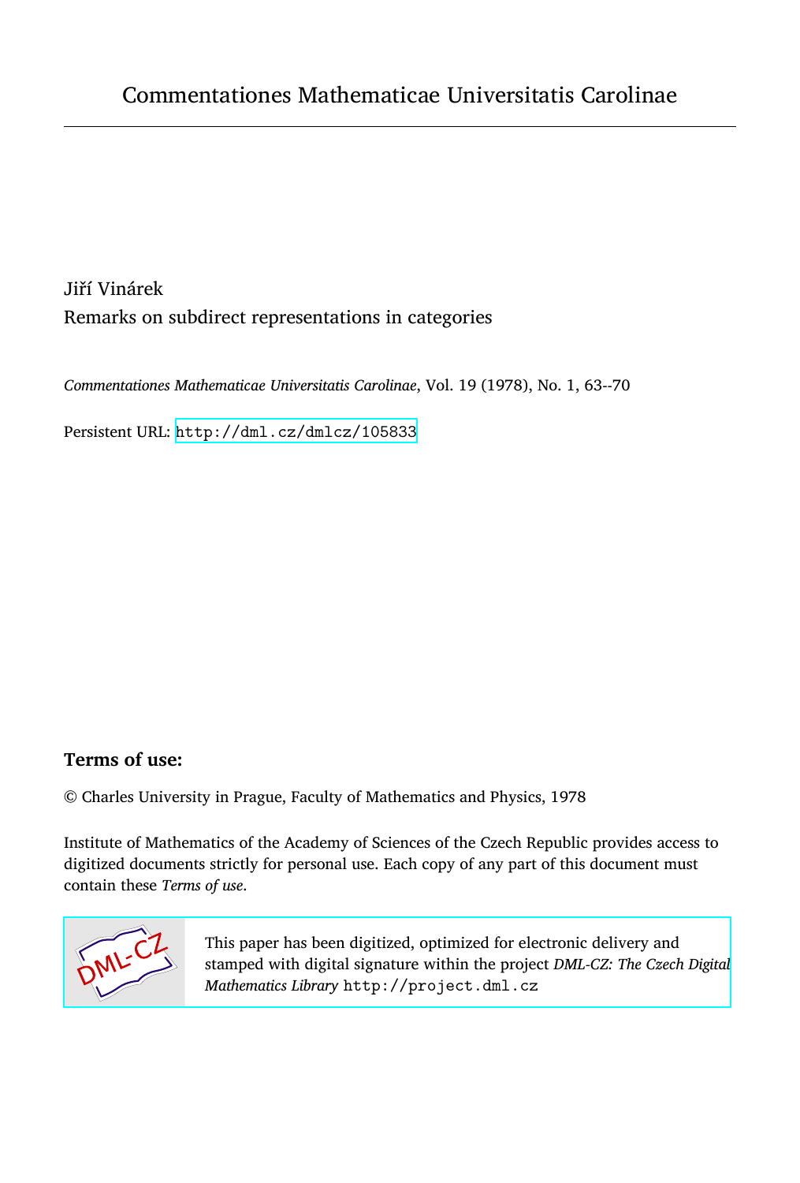Commentationes Mathematicae Universitatis Carolinae

Jiří Vinárek

Remarks on subdirect representations in categories

*Commentationes Mathematicae Universitatis Carolinae*, Vol. 19 (1978), No. 1, 63--70

Persistent URL: http://dml.cz/dmlcz/105833

**Terms of use:**

© Charles University in Prague, Faculty of Mathematics and Physics, 1978

Institute of Mathematics of the Academy of Sciences of the Czech Republic provides access to digitized documents strictly for personal use. Each copy of any part of this document must contain these *Terms of use*.

This paper has been digitized, optimized for electronic delivery and stamped with digital signature within the project *DML-CZ: The Czech Digital Mathematics Library* http://project.dml.cz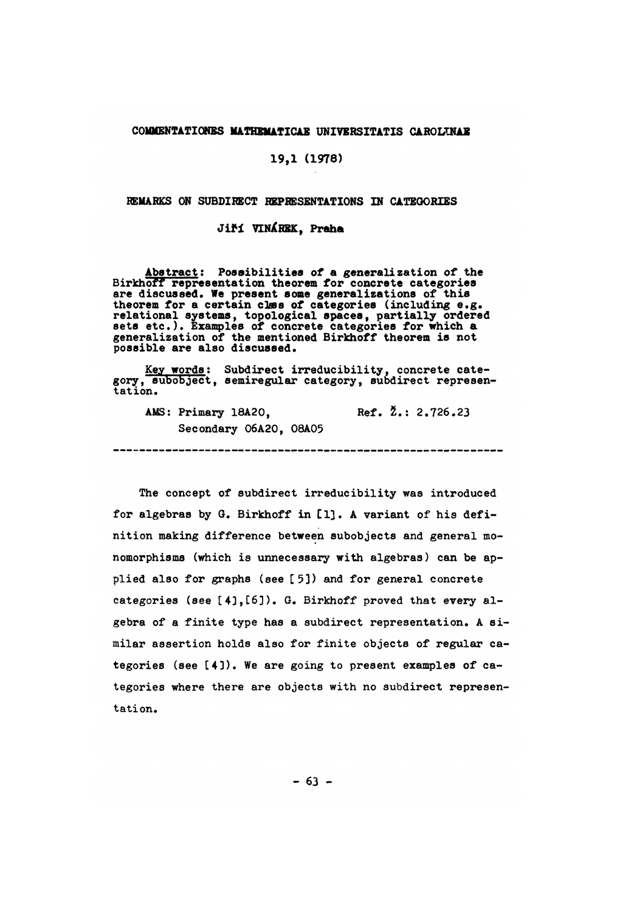COMMENTATIONES MATHEMATICAE UNIVERSITATIS CAROLINAE

19,1 (1978)

# REMARKS ON SUBDIRECT REPRESENTATIONS IN CATEGORIES

Jiří VINÁREK, Praha

Abstract: Possibilities of a generalization of the Birkhoff representation theorem for concrete categories are discussed. We present some generalizations of this theorem for a certain class of categories (including e.g. relational systems, topological spaces, partially ordered sets etc.). Examples of concrete categories for which a generalization of the mentioned Birkhoff theorem is not possible are also discussed.

Key words: Subdirect irreducibility, concrete category, subobject, semiregular category, subdirect representation.

AMS: Primary 18A20, Secondary 06A20, 08A05

Ref. Ž.: 2.726.23

---

The concept of subdirect irreducibility was introduced for algebras by G. Birkhoff in [1]. A variant of his definition making difference between subobjects and general monomorphisms (which is unnecessary with algebras) can be applied also for graphs (see [5]) and for general concrete categories (see [4],[6]). G. Birkhoff proved that every algebra of a finite type has a subdirect representation. A similar assertion holds also for finite objects of regular categories (see [4]). We are going to present examples of categories where there are objects with no subdirect representation.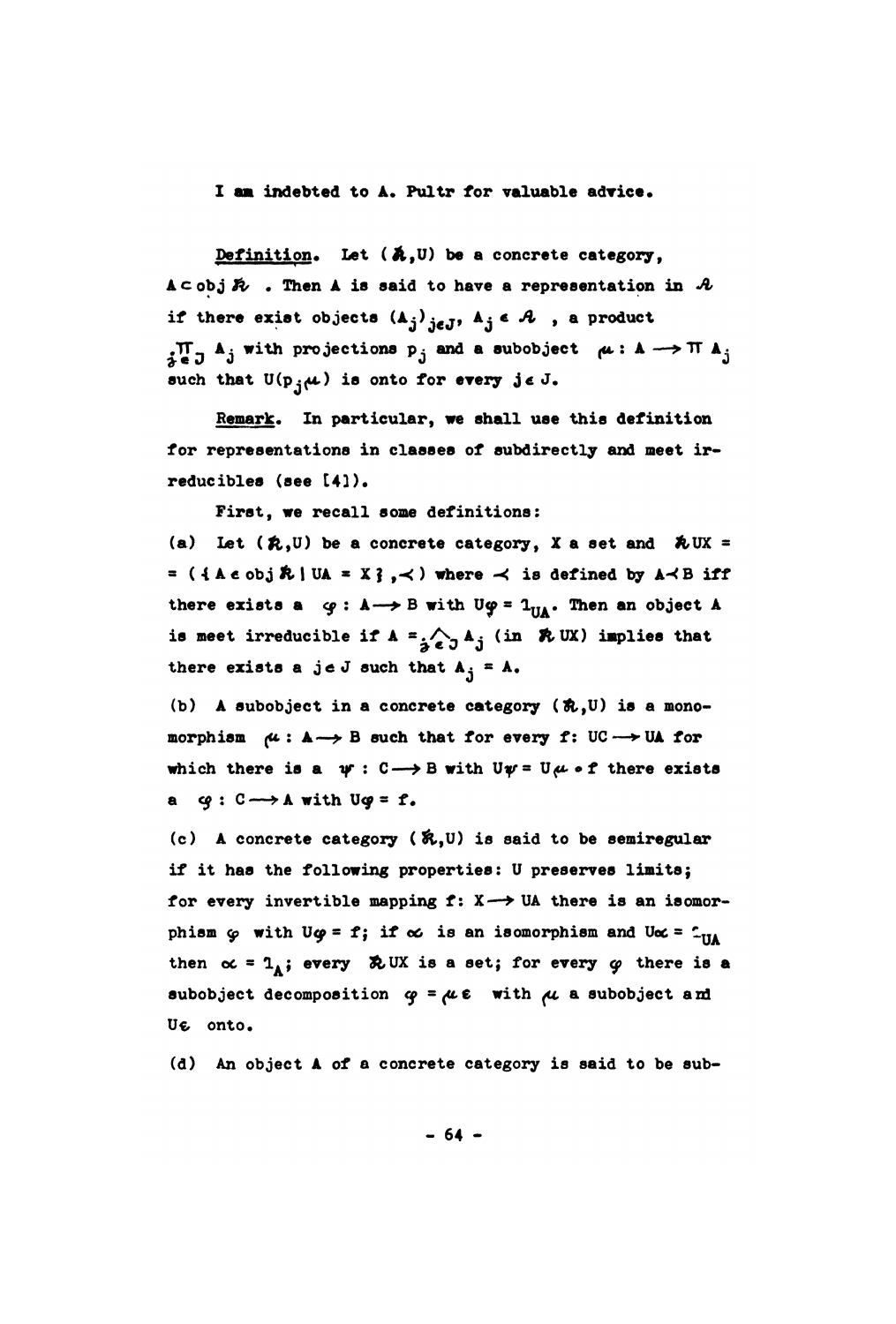I am indebted to A. Pultr for valuable advice.

*Definition.* Let $(\mathfrak{K},U)$ be a concrete category, $A \subset \operatorname{obj} \mathfrak{K}$. Then $A$ is said to have a representation in $\mathcal{A}$ if there exist objects $(A_j)_{j\in J}$, $A_j \in \mathcal{A}$, a product $\prod_{j\in J} A_j$ with projections $p_j$ and a subobject $\mu : A \longrightarrow \prod A_j$ such that $U(p_j\mu)$ is onto for every $j \in J$.

*Remark.* In particular, we shall use this definition for representations in classes of subdirectly and meet irreducibles (see [4]).

First, we recall some definitions:

(a) Let $(\mathfrak{K},U)$ be a concrete category, $X$ a set and $\mathfrak{K}UX = (\{A \in \operatorname{obj} \mathfrak{K} \mid UA = X\}, \prec)$ where $\prec$ is defined by $A \prec B$ iff there exists a $\varphi : A \longrightarrow B$ with $U\varphi = 1_{UA}$. Then an object $A$ is meet irreducible if $A = \bigwedge_{j\in J} A_j$ (in $\mathfrak{K}UX$) implies that there exists a $j \in J$ such that $A_j = A$.

(b) A subobject in a concrete category $(\mathfrak{K},U)$ is a monomorphism $\mu : A \longrightarrow B$ such that for every $f: UC \longrightarrow UA$ for which there is a $\psi : C \longrightarrow B$ with $U\psi = U\mu \circ f$ there exists a $\varphi : C \longrightarrow A$ with $U\varphi = f$.

(c) A concrete category $(\mathfrak{K},U)$ is said to be semiregular if it has the following properties: $U$ preserves limits; for every invertible mapping $f: X \longrightarrow UA$ there is an isomorphism $\varphi$ with $U\varphi = f$; if $\alpha$ is an isomorphism and $U\alpha = 1_{UA}$ then $\alpha = 1_A$; every $\mathfrak{K}UX$ is a set; for every $\varphi$ there is a subobject decomposition $\varphi = \mu\varepsilon$ with $\mu$ a subobject and $U\varepsilon$ onto.

(d) An object $A$ of a concrete category is said to be sub-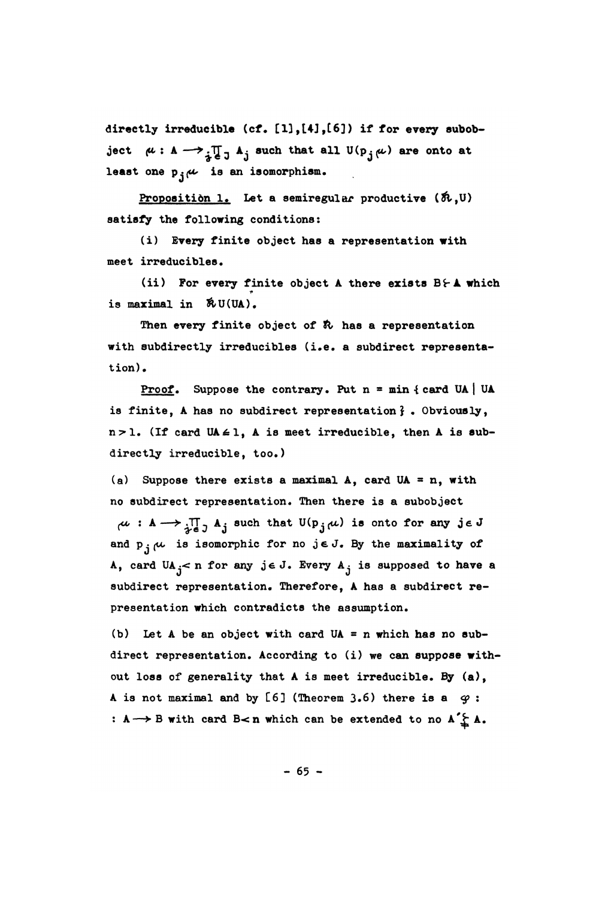directly irreducible (cf. [1],[4],[6]) if for every subobject $\mu : A \longrightarrow \prod_{j \in J} A_j$ such that all $U(p_j\mu)$ are onto at least one $p_j\mu$ is an isomorphism.

__Propositiòn 1.__ Let a semiregular productive $(\mathfrak{K},U)$ satisfy the following conditions:

(i) Every finite object has a representation with meet irreducibles.

(ii) For every finite object A there exists $B \vdash A$ which is maximal in $\mathfrak{K}U(UA)$.

Then every finite object of $\mathfrak{K}$ has a representation with subdirectly irreducibles (i.e. a subdirect representation).

__Proof.__ Suppose the contrary. Put $n = \min\{\text{card } UA \mid UA$ is finite, A has no subdirect representation$\}$. Obviously, $n > 1$. (If card $UA \leq 1$, A is meet irreducible, then A is subdirectly irreducible, too.)

(a) Suppose there exists a maximal A, card $UA = n$, with no subdirect representation. Then there is a subobject $\mu : A \longrightarrow \prod_{j \in J} A_j$ such that $U(p_j\mu)$ is onto for any $j \in J$ and $p_j\mu$ is isomorphic for no $j \in J$. By the maximality of A, card $UA_j < n$ for any $j \in J$. Every $A_j$ is supposed to have a subdirect representation. Therefore, A has a subdirect representation which contradicts the assumption.

(b) Let A be an object with card $UA = n$ which has no subdirect representation. According to (i) we can suppose without loss of generality that A is meet irreducible. By (a), A is not maximal and by [6] (Theorem 3.6) there is a $\varphi :$ $: A \longrightarrow B$ with card $B < n$ which can be extended to no $A' \gneq A$.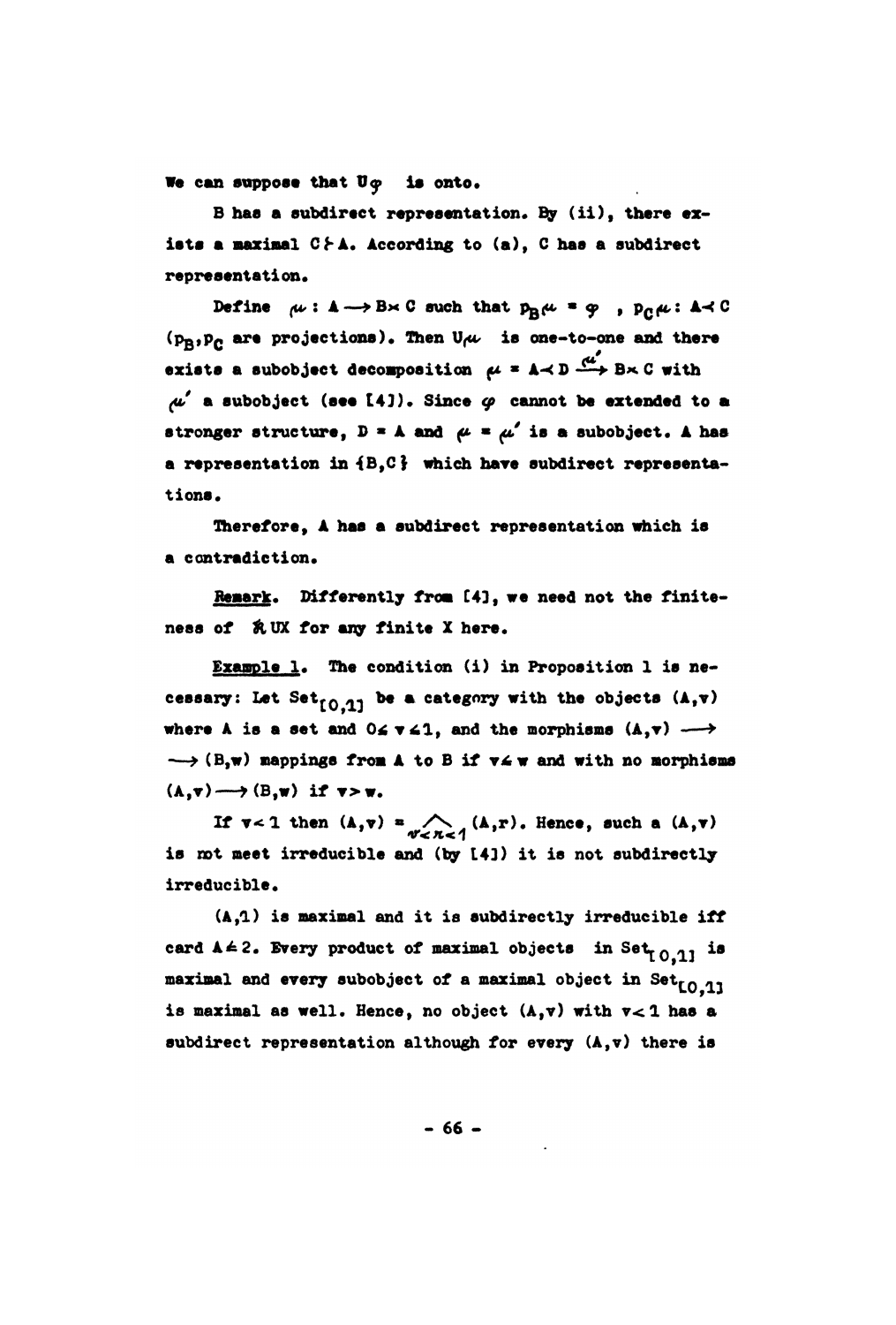We can suppose that $U\varphi$ is onto.

B has a subdirect representation. By (ii), there exists a maximal $C \vdash A$. According to (a), C has a subdirect representation.

Define $\mu : A \longrightarrow B \times C$ such that $p_B \mu = \varphi$ , $p_C \mu : A \prec C$ ($p_B, p_C$ are projections). Then $U\mu$ is one-to-one and there exists a subobject decomposition $\mu = A \prec D \xrightarrow{\mu'} B \times C$ with $\mu'$ a subobject (see [4]). Since $\varphi$ cannot be extended to a stronger structure, $D = A$ and $\mu = \mu'$ is a subobject. A has a representation in $\{B, C\}$ which have subdirect representations.

Therefore, A has a subdirect representation which is a contradiction.

<u>Remark</u>. Differently from [4], we need not the finiteness of $\mathfrak{K}UX$ for any finite X here.

<u>Example 1</u>. The condition (i) in Proposition 1 is necessary: Let $Set_{[0,1]}$ be a category with the objects $(A,v)$ where A is a set and $0 \leq v \leq 1$, and the morphisms $(A,v) \longrightarrow (B,w)$ mappings from A to B if $v \leq w$ and with no morphisms $(A,v) \longrightarrow (B,w)$ if $v > w$.

If $v < 1$ then $(A,v) = \bigwedge_{v < r < 1} (A,r)$. Hence, such a $(A,v)$ is not meet irreducible and (by [4]) it is not subdirectly irreducible.

$(A,1)$ is maximal and it is subdirectly irreducible iff card $A \leq 2$. Every product of maximal objects in $Set_{[0,1]}$ is maximal and every subobject of a maximal object in $Set_{[0,1]}$ is maximal as well. Hence, no object $(A,v)$ with $v < 1$ has a subdirect representation although for every $(A,v)$ there is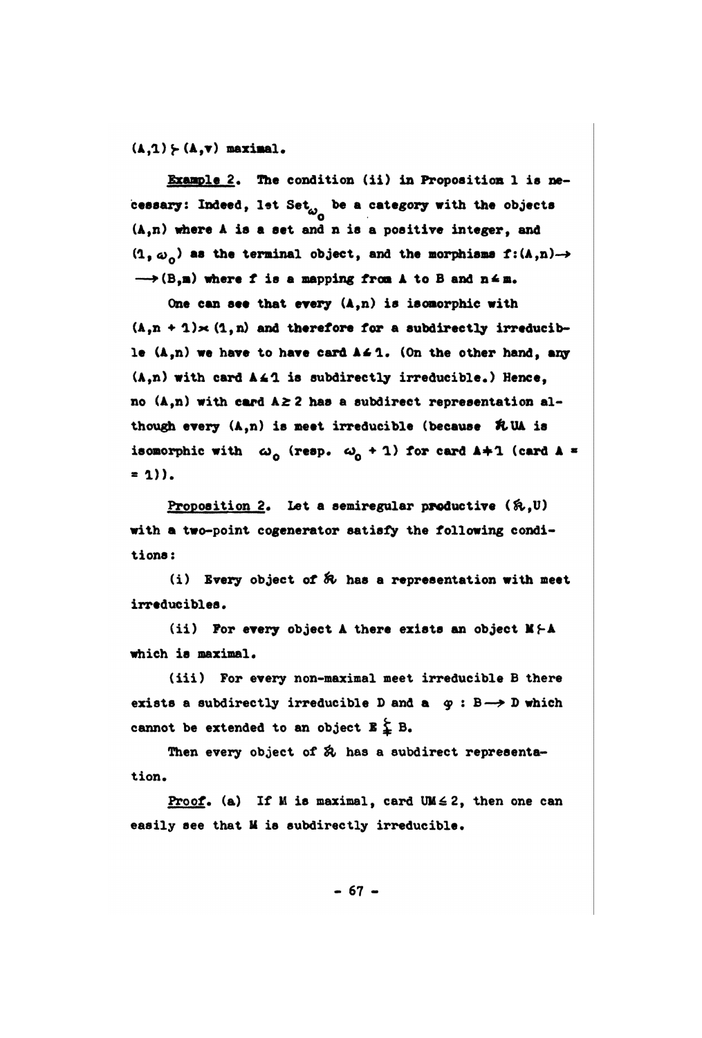$(A,1) \succ (A,v)$ maximal.

Example 2. The condition (ii) in Proposition 1 is necessary: Indeed, let $\mathrm{Set}_{\omega_0}$ be a category with the objects $(A,n)$ where $A$ is a set and $n$ is a positive integer, and $(1, \omega_0)$ as the terminal object, and the morphisms $f:(A,n) \to (B,m)$ where $f$ is a mapping from $A$ to $B$ and $n \leq m$.

One can see that every $(A,n)$ is isomorphic with $(A,n+1) \times (1,n)$ and therefore for a subdirectly irreducible $(A,n)$ we have to have card $A \leq 1$. (On the other hand, any $(A,n)$ with card $A \leq 1$ is subdirectly irreducible.) Hence, no $(A,n)$ with card $A \geq 2$ has a subdirect representation although every $(A,n)$ is meet irreducible (because $\mathfrak{K}UA$ is isomorphic with $\omega_0$ (resp. $\omega_0 + 1$) for card $A \neq 1$ (card $A = 1$)).

Proposition 2. Let a semiregular productive $(\mathfrak{K},U)$ with a two-point cogenerator satisfy the following conditions:

(i) Every object of $\mathfrak{K}$ has a representation with meet irreducibles.

(ii) For every object $A$ there exists an object $M \succ A$ which is maximal.

(iii) For every non-maximal meet irreducible $B$ there exists a subdirectly irreducible $D$ and a $\varphi : B \to D$ which cannot be extended to an object $E \precneqq B$.

Then every object of $\mathfrak{K}$ has a subdirect representation.

Proof. (a) If $M$ is maximal, card $UM \leq 2$, then one can easily see that $M$ is subdirectly irreducible.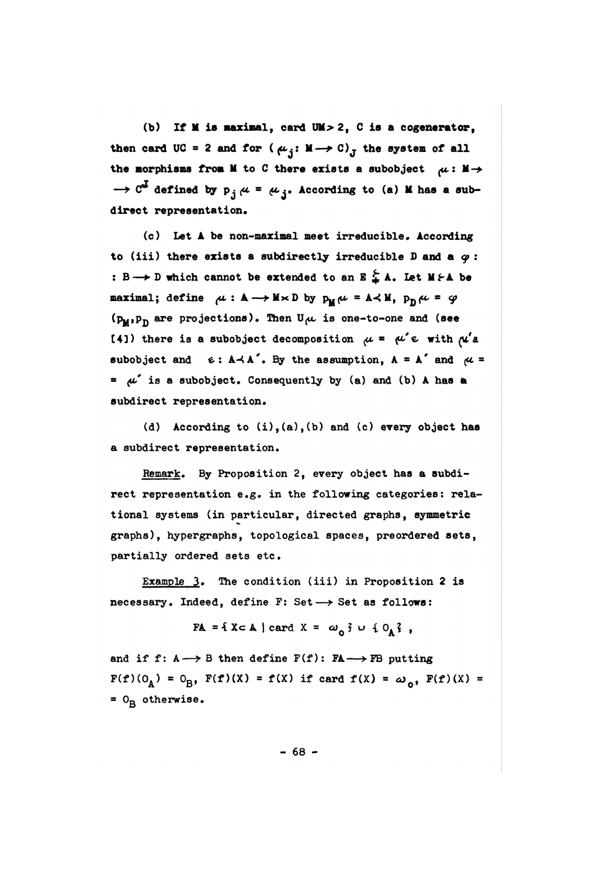(b) If $M$ is maximal, card $UM > 2$, $C$ is a cogenerator, then card $UC = 2$ and for $(\mu_j : M \to C)_J$ the system of all the morphisms from $M$ to $C$ there exists a subobject $\mu : M \to C^J$ defined by $p_j \mu = \mu_j$. According to (a) $M$ has a subdirect representation.

(c) Let $A$ be non-maximal meet irreducible. According to (iii) there exists a subdirectly irreducible $D$ and a $\varphi : B \to D$ which cannot be extended to an $E \subsetneqq A$. Let $M \neq A$ be maximal; define $\mu : A \to M \times D$ by $p_M \mu = A \prec M$, $p_D \mu = \varphi$ ($p_M, p_D$ are projections). Then $U\mu$ is one-to-one and (see [4]) there is a subobject decomposition $\mu = \mu' \varepsilon$ with $\mu'$ a subobject and $\varepsilon : A \prec A'$. By the assumption, $A = A'$ and $\mu = \mu'$ is a subobject. Consequently by (a) and (b) $A$ has a subdirect representation.

(d) According to (i),(a),(b) and (c) every object has a subdirect representation.

<u>Remark</u>. By Proposition 2, every object has a subdirect representation e.g. in the following categories: relational systems (in particular, directed graphs, symmetric graphs), hypergraphs, topological spaces, preordered sets, partially ordered sets etc.

<u>Example 3</u>. The condition (iii) in Proposition 2 is necessary. Indeed, define $F$: Set $\to$ Set as follows:

$$FA = \{ X \subset A \mid \text{card } X = \omega_0 \} \cup \{ 0_A \} ,$$

and if $f : A \to B$ then define $F(f) : FA \to FB$ putting $F(f)(0_A) = 0_B$, $F(f)(X) = f(X)$ if card $f(X) = \omega_0$, $F(f)(X) = 0_B$ otherwise.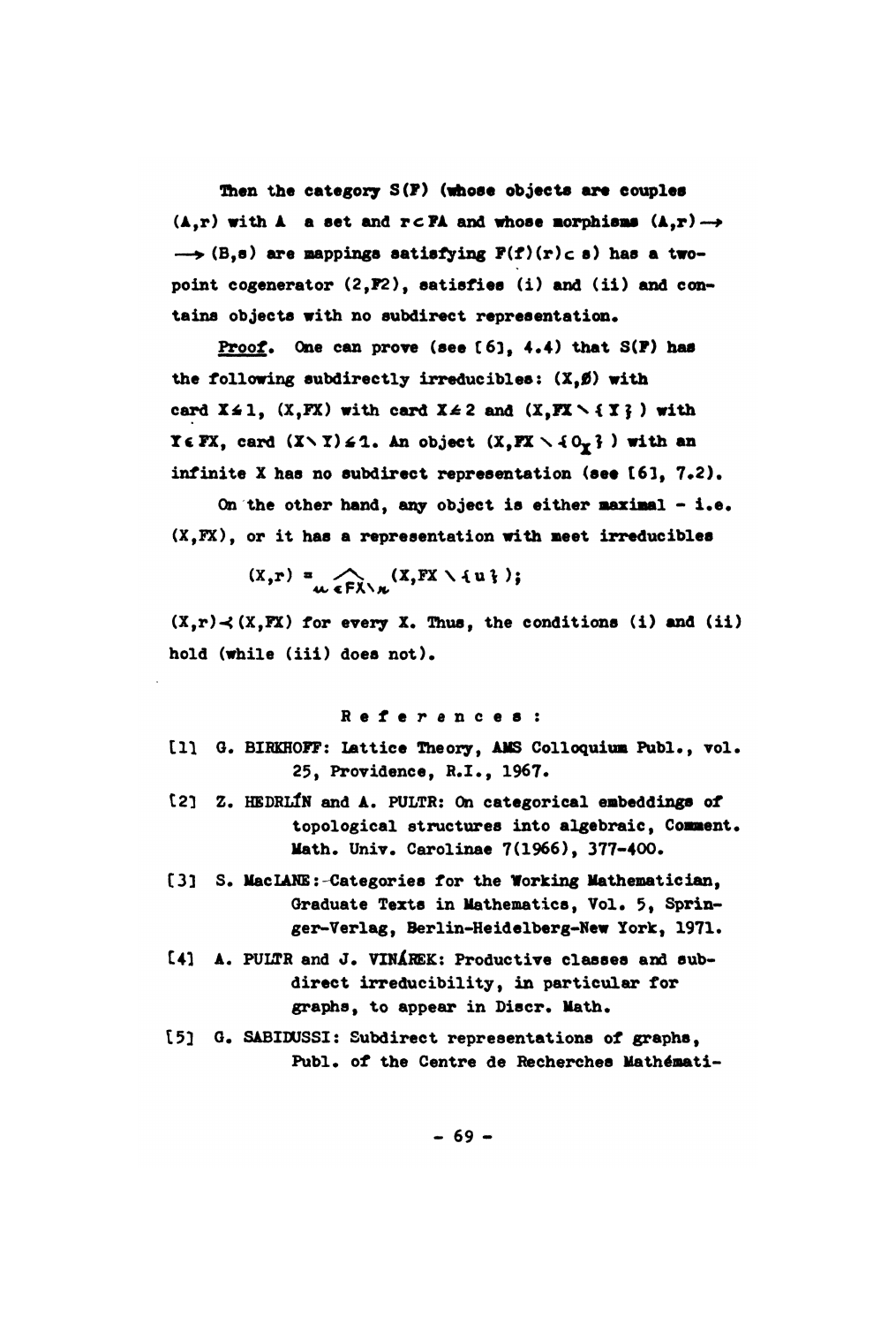Then the category $S(F)$ (whose objects are couples $(A,r)$ with $A$ a set and $r \subset FA$ and whose morphisms $(A,r) \longrightarrow (B,s)$ are mappings satisfying $F(f)(r) \subset s$) has a two-point cogenerator $(2,F2)$, satisfies (i) and (ii) and contains objects with no subdirect representation.

*Proof.* One can prove (see [6], 4.4) that $S(F)$ has the following subdirectly irreducibles: $(X,\emptyset)$ with card $X \leq 1$, $(X,FX)$ with card $X \leq 2$ and $(X,FX \setminus \{Y\})$ with $Y \in FX$, card $(X \setminus Y) \leq 1$. An object $(X,FX \setminus \{0_X\})$ with an infinite $X$ has no subdirect representation (see [6], 7.2).

On the other hand, any object is either maximal - i.e. $(X,FX)$, or it has a representation with meet irreducibles

$$(X,r) = \bigwedge_{u \in FX \setminus r} (X,FX \setminus \{u\});$$

$(X,r) \prec (X,FX)$ for every $X$. Thus, the conditions (i) and (ii) hold (while (iii) does not).

## References:

[1] G. BIRKHOFF: Lattice Theory, AMS Colloquium Publ., vol. 25, Providence, R.I., 1967.

[2] Z. HEDRLÍN and A. PULTR: On categorical embeddings of topological structures into algebraic, Comment. Math. Univ. Carolinae 7(1966), 377-400.

[3] S. MacLANE: Categories for the Working Mathematician, Graduate Texts in Mathematics, Vol. 5, Springer-Verlag, Berlin-Heidelberg-New York, 1971.

[4] A. PULTR and J. VINÁREK: Productive classes and subdirect irreducibility, in particular for graphs, to appear in Discr. Math.

[5] G. SABIDUSSI: Subdirect representations of graphs, Publ. of the Centre de Recherches Mathémati-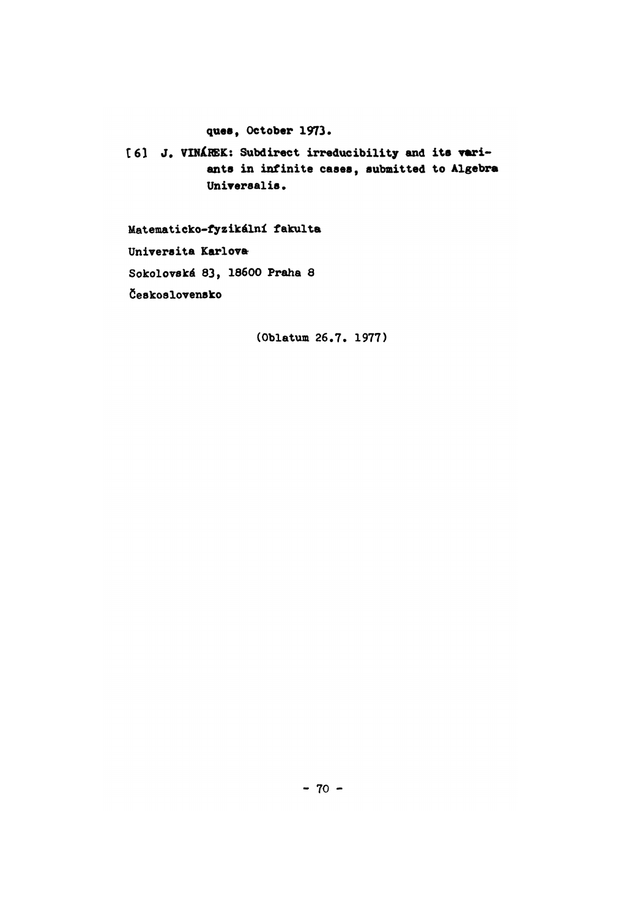ques, October 1973.

[6] J. VINÁREK: Subdirect irreducibility and its variants in infinite cases, submitted to Algebra Universalis.

Matematicko-fyzikální fakulta
Universita Karlova
Sokolovská 83, 18600 Praha 8
Československo

(Oblatum 26.7. 1977)